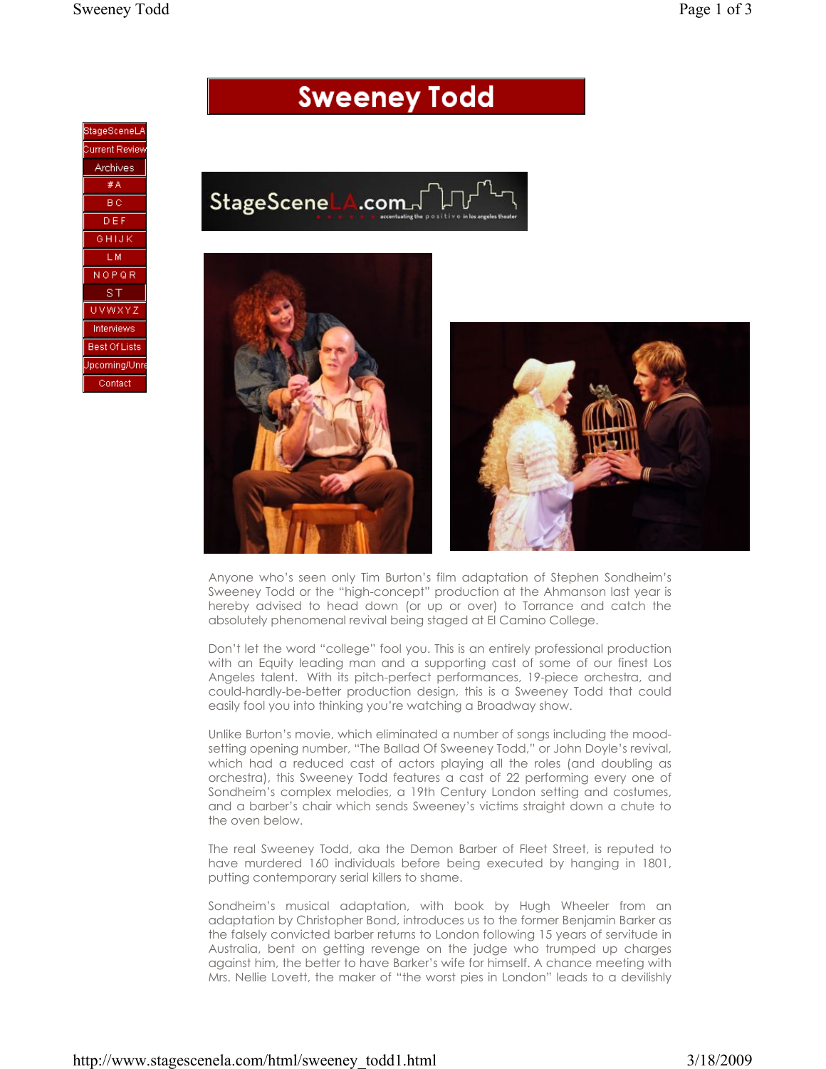# Sweeney Todd

StageSceneLA
Current Reviews
Archives
# A
B C
D E F
G H I J K
L M
N O P Q R
S T
U V W X Y Z
Interviews
Best Of Lists
Upcoming/Unreviewed
Contact

Anyone who's seen only Tim Burton's film adaptation of Stephen Sondheim's Sweeney Todd or the "high-concept" production at the Ahmanson last year is hereby advised to head down (or up or over) to Torrance and catch the absolutely phenomenal revival being staged at El Camino College.

Don't let the word "college" fool you. This is an entirely professional production with an Equity leading man and a supporting cast of some of our finest Los Angeles talent. With its pitch-perfect performances, 19-piece orchestra, and could-hardly-be-better production design, this is a Sweeney Todd that could easily fool you into thinking you're watching a Broadway show.

Unlike Burton's movie, which eliminated a number of songs including the mood-setting opening number, "The Ballad Of Sweeney Todd," or John Doyle's revival, which had a reduced cast of actors playing all the roles (and doubling as orchestra), this Sweeney Todd features a cast of 22 performing every one of Sondheim's complex melodies, a 19th Century London setting and costumes, and a barber's chair which sends Sweeney's victims straight down a chute to the oven below.

The real Sweeney Todd, aka the Demon Barber of Fleet Street, is reputed to have murdered 160 individuals before being executed by hanging in 1801, putting contemporary serial killers to shame.

Sondheim's musical adaptation, with book by Hugh Wheeler from an adaptation by Christopher Bond, introduces us to the former Benjamin Barker as the falsely convicted barber returns to London following 15 years of servitude in Australia, bent on getting revenge on the judge who trumped up charges against him, the better to have Barker's wife for himself. A chance meeting with Mrs. Nellie Lovett, the maker of "the worst pies in London" leads to a devilishly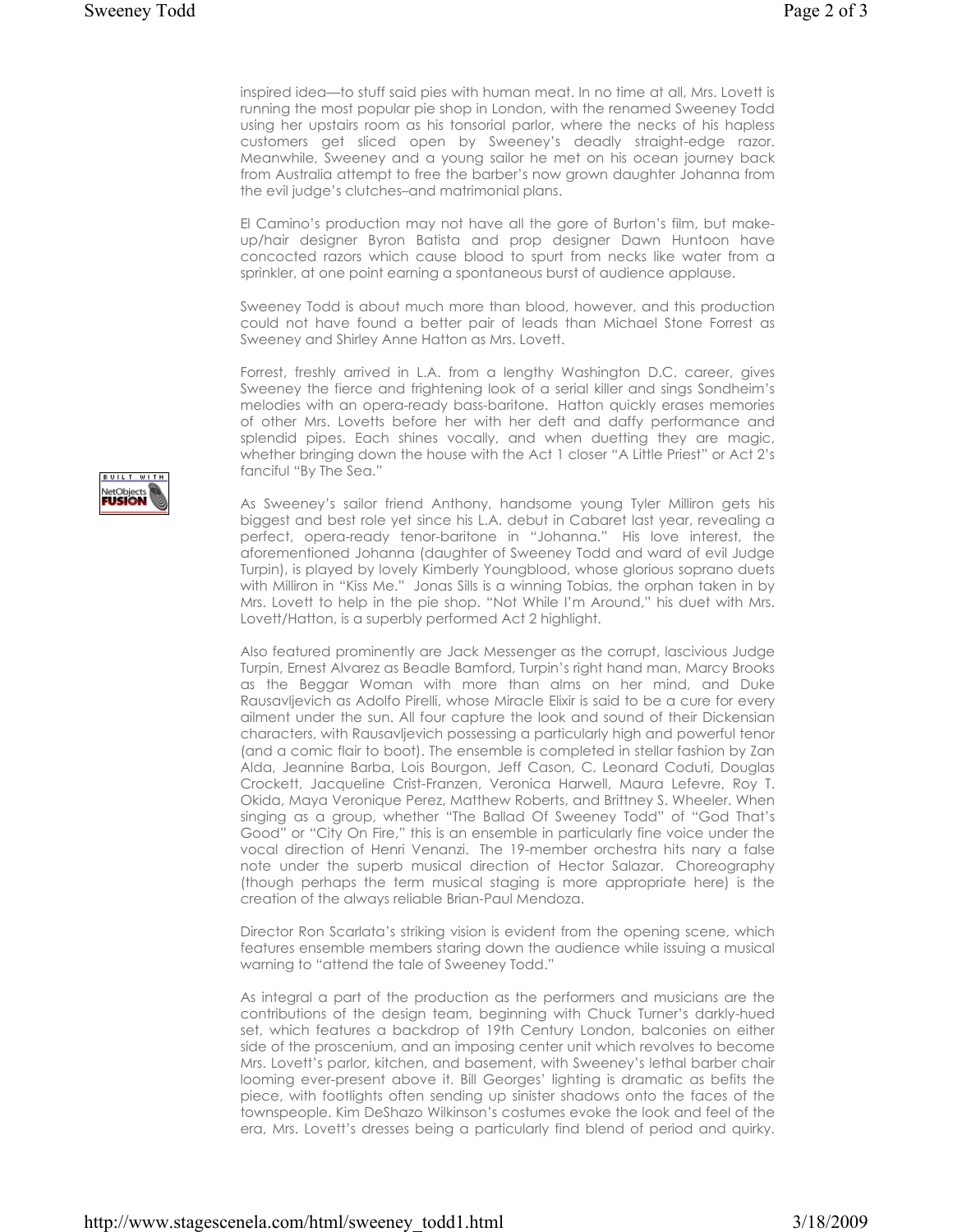inspired idea—to stuff said pies with human meat. In no time at all, Mrs. Lovett is running the most popular pie shop in London, with the renamed Sweeney Todd using her upstairs room as his tonsorial parlor, where the necks of his hapless customers get sliced open by Sweeney's deadly straight-edge razor. Meanwhile, Sweeney and a young sailor he met on his ocean journey back from Australia attempt to free the barber's now grown daughter Johanna from the evil judge's clutches–and matrimonial plans.

El Camino's production may not have all the gore of Burton's film, but make-up/hair designer Byron Batista and prop designer Dawn Huntoon have concocted razors which cause blood to spurt from necks like water from a sprinkler, at one point earning a spontaneous burst of audience applause.

Sweeney Todd is about much more than blood, however, and this production could not have found a better pair of leads than Michael Stone Forrest as Sweeney and Shirley Anne Hatton as Mrs. Lovett.

Forrest, freshly arrived in L.A. from a lengthy Washington D.C. career, gives Sweeney the fierce and frightening look of a serial killer and sings Sondheim's melodies with an opera-ready bass-baritone. Hatton quickly erases memories of other Mrs. Lovetts before her with her deft and daffy performance and splendid pipes. Each shines vocally, and when duetting they are magic, whether bringing down the house with the Act 1 closer "A Little Priest" or Act 2's fanciful "By The Sea."

As Sweeney's sailor friend Anthony, handsome young Tyler Milliron gets his biggest and best role yet since his L.A. debut in Cabaret last year, revealing a perfect, opera-ready tenor-baritone in "Johanna." His love interest, the aforementioned Johanna (daughter of Sweeney Todd and ward of evil Judge Turpin), is played by lovely Kimberly Youngblood, whose glorious soprano duets with Milliron in "Kiss Me." Jonas Sills is a winning Tobias, the orphan taken in by Mrs. Lovett to help in the pie shop. "Not While I'm Around," his duet with Mrs. Lovett/Hatton, is a superbly performed Act 2 highlight.

Also featured prominently are Jack Messenger as the corrupt, lascivious Judge Turpin, Ernest Alvarez as Beadle Bamford, Turpin's right hand man, Marcy Brooks as the Beggar Woman with more than alms on her mind, and Duke Rausavljevich as Adolfo Pirelli, whose Miracle Elixir is said to be a cure for every ailment under the sun. All four capture the look and sound of their Dickensian characters, with Rausavljevich possessing a particularly high and powerful tenor (and a comic flair to boot). The ensemble is completed in stellar fashion by Zan Alda, Jeannine Barba, Lois Bourgon, Jeff Cason, C. Leonard Coduti, Douglas Crockett, Jacqueline Crist-Franzen, Veronica Harwell, Maura Lefevre, Roy T. Okida, Maya Veronique Perez, Matthew Roberts, and Brittney S. Wheeler. When singing as a group, whether "The Ballad Of Sweeney Todd" of "God That's Good" or "City On Fire," this is an ensemble in particularly fine voice under the vocal direction of Henri Venanzi. The 19-member orchestra hits nary a false note under the superb musical direction of Hector Salazar. Choreography (though perhaps the term musical staging is more appropriate here) is the creation of the always reliable Brian-Paul Mendoza.

Director Ron Scarlata's striking vision is evident from the opening scene, which features ensemble members staring down the audience while issuing a musical warning to "attend the tale of Sweeney Todd."

As integral a part of the production as the performers and musicians are the contributions of the design team, beginning with Chuck Turner's darkly-hued set, which features a backdrop of 19th Century London, balconies on either side of the proscenium, and an imposing center unit which revolves to become Mrs. Lovett's parlor, kitchen, and basement, with Sweeney's lethal barber chair looming ever-present above it. Bill Georges' lighting is dramatic as befits the piece, with footlights often sending up sinister shadows onto the faces of the townspeople. Kim DeShazo Wilkinson's costumes evoke the look and feel of the era, Mrs. Lovett's dresses being a particularly find blend of period and quirky.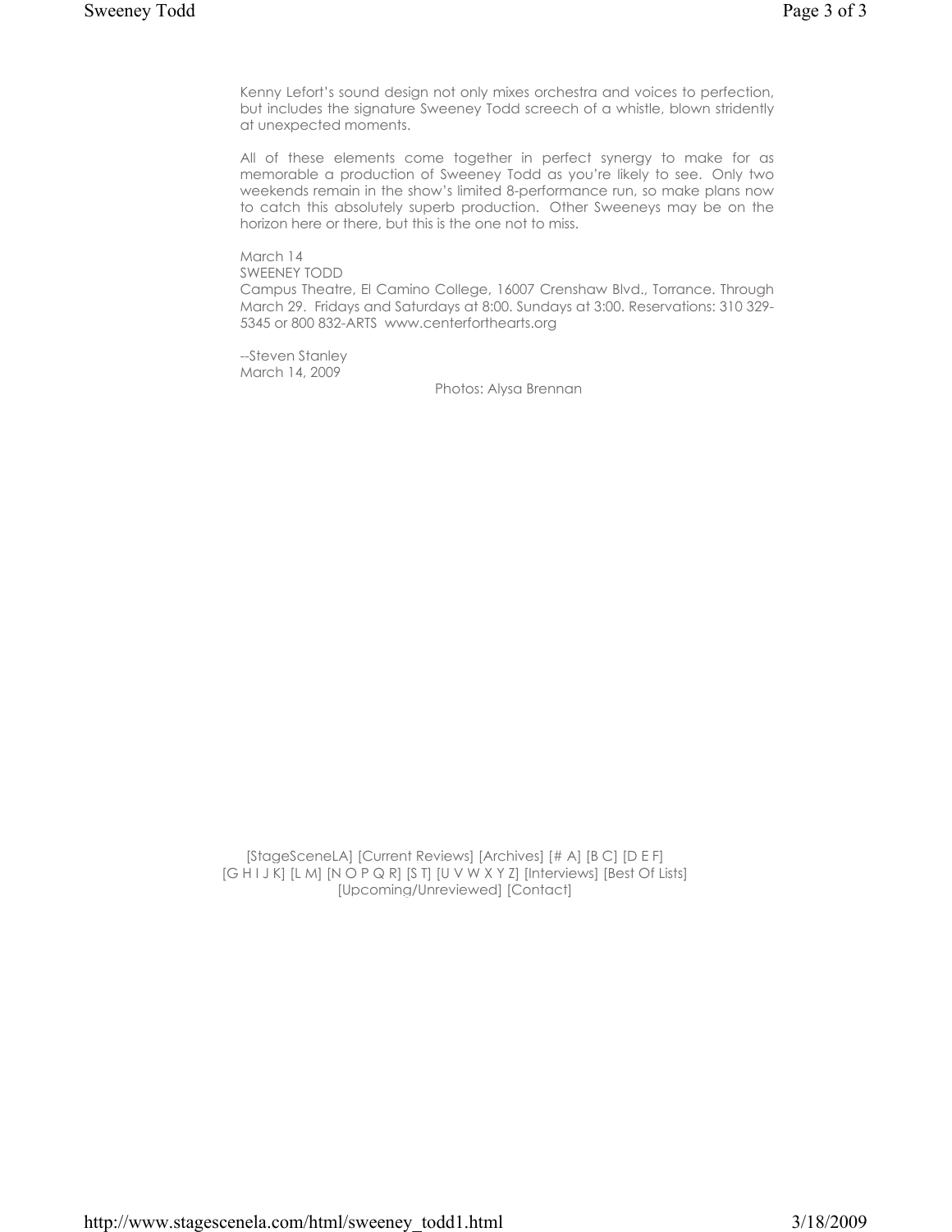Kenny Lefort's sound design not only mixes orchestra and voices to perfection, but includes the signature Sweeney Todd screech of a whistle, blown stridently at unexpected moments.

All of these elements come together in perfect synergy to make for as memorable a production of Sweeney Todd as you're likely to see. Only two weekends remain in the show's limited 8-performance run, so make plans now to catch this absolutely superb production. Other Sweeneys may be on the horizon here or there, but this is the one not to miss.

March 14
SWEENEY TODD
Campus Theatre, El Camino College, 16007 Crenshaw Blvd., Torrance. Through March 29. Fridays and Saturdays at 8:00. Sundays at 3:00. Reservations: 310 329-5345 or 800 832-ARTS www.centerforthearts.org

--Steven Stanley
March 14, 2009

Photos: Alysa Brennan

[StageSceneLA] [Current Reviews] [Archives] [# A] [B C] [D E F] [G H I J K] [L M] [N O P Q R] [S T] [U V W X Y Z] [Interviews] [Best Of Lists] [Upcoming/Unreviewed] [Contact]